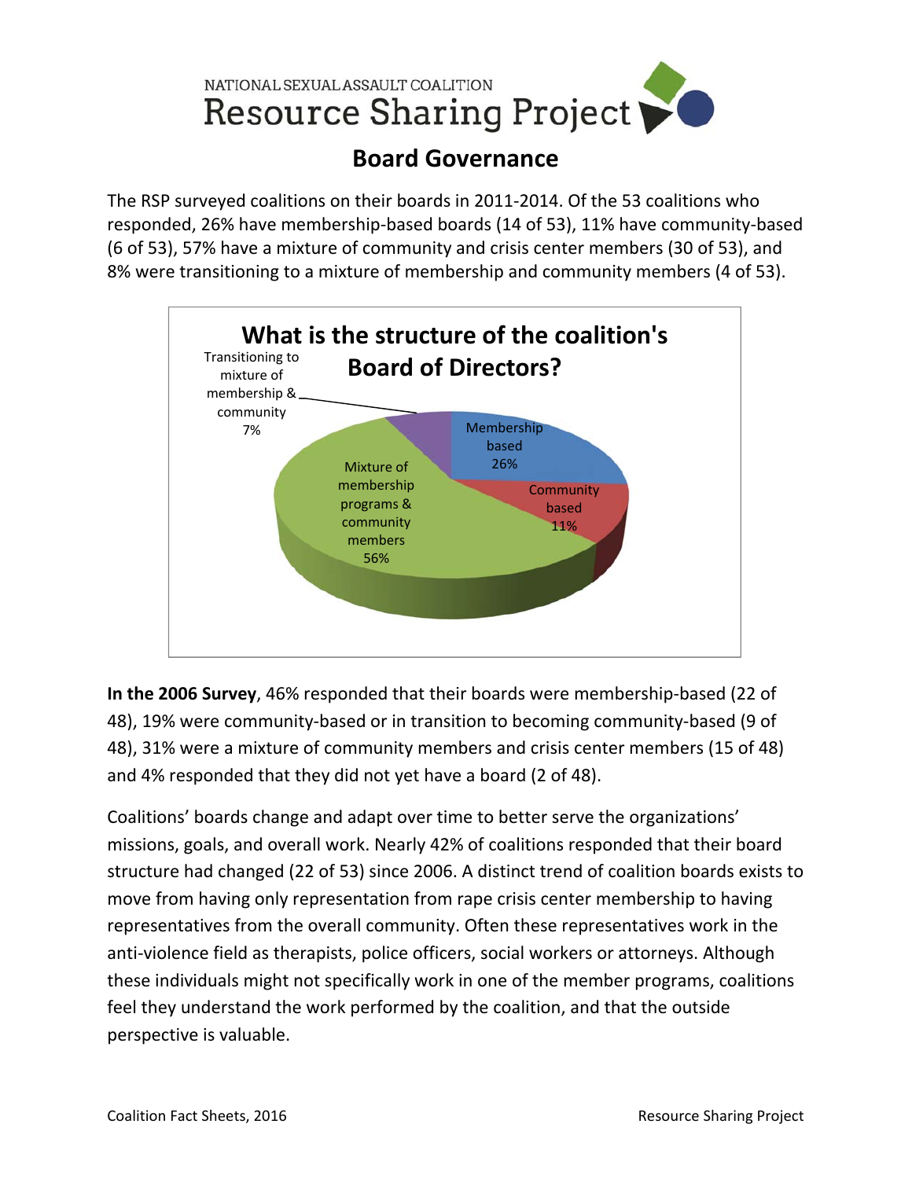NATIONAL SEXUAL ASSAULT COALITION

# Resource Sharing Project

## Board Governance

The RSP surveyed coalitions on their boards in 2011-2014. Of the 53 coalitions who responded, 26% have membership-based boards (14 of 53), 11% have community-based (6 of 53), 57% have a mixture of community and crisis center members (30 of 53), and 8% were transitioning to a mixture of membership and community members (4 of 53).

**What is the structure of the coalition's Board of Directors?**

- Membership based 26%
- Community based 11%
- Mixture of membership programs & community members 56%
- Transitioning to mixture of membership & community 7%

**In the 2006 Survey**, 46% responded that their boards were membership-based (22 of 48), 19% were community-based or in transition to becoming community-based (9 of 48), 31% were a mixture of community members and crisis center members (15 of 48) and 4% responded that they did not yet have a board (2 of 48).

Coalitions' boards change and adapt over time to better serve the organizations' missions, goals, and overall work. Nearly 42% of coalitions responded that their board structure had changed (22 of 53) since 2006. A distinct trend of coalition boards exists to move from having only representation from rape crisis center membership to having representatives from the overall community. Often these representatives work in the anti-violence field as therapists, police officers, social workers or attorneys. Although these individuals might not specifically work in one of the member programs, coalitions feel they understand the work performed by the coalition, and that the outside perspective is valuable.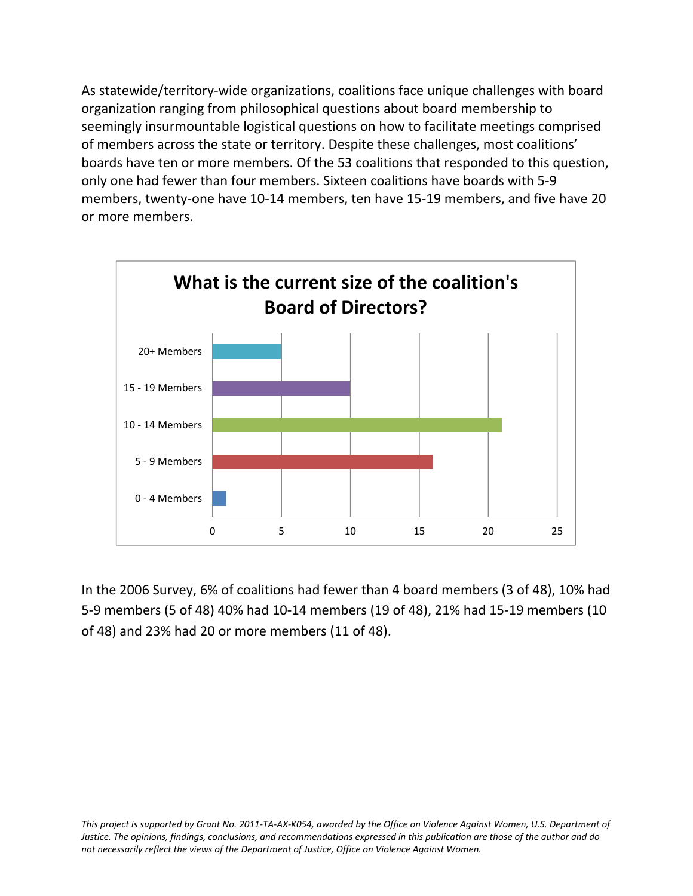As statewide/territory-wide organizations, coalitions face unique challenges with board organization ranging from philosophical questions about board membership to seemingly insurmountable logistical questions on how to facilitate meetings comprised of members across the state or territory. Despite these challenges, most coalitions' boards have ten or more members. Of the 53 coalitions that responded to this question, only one had fewer than four members. Sixteen coalitions have boards with 5-9 members, twenty-one have 10-14 members, ten have 15-19 members, and five have 20 or more members.

What is the current size of the coalition's Board of Directors?

20+ Members
15 - 19 Members
10 - 14 Members
5 - 9 Members
0 - 4 Members

0
5
10
15
20
25

In the 2006 Survey, 6% of coalitions had fewer than 4 board members (3 of 48), 10% had 5-9 members (5 of 48) 40% had 10-14 members (19 of 48), 21% had 15-19 members (10 of 48) and 23% had 20 or more members (11 of 48).

*This project is supported by Grant No. 2011-TA-AX-K054, awarded by the Office on Violence Against Women, U.S. Department of Justice. The opinions, findings, conclusions, and recommendations expressed in this publication are those of the author and do not necessarily reflect the views of the Department of Justice, Office on Violence Against Women.*